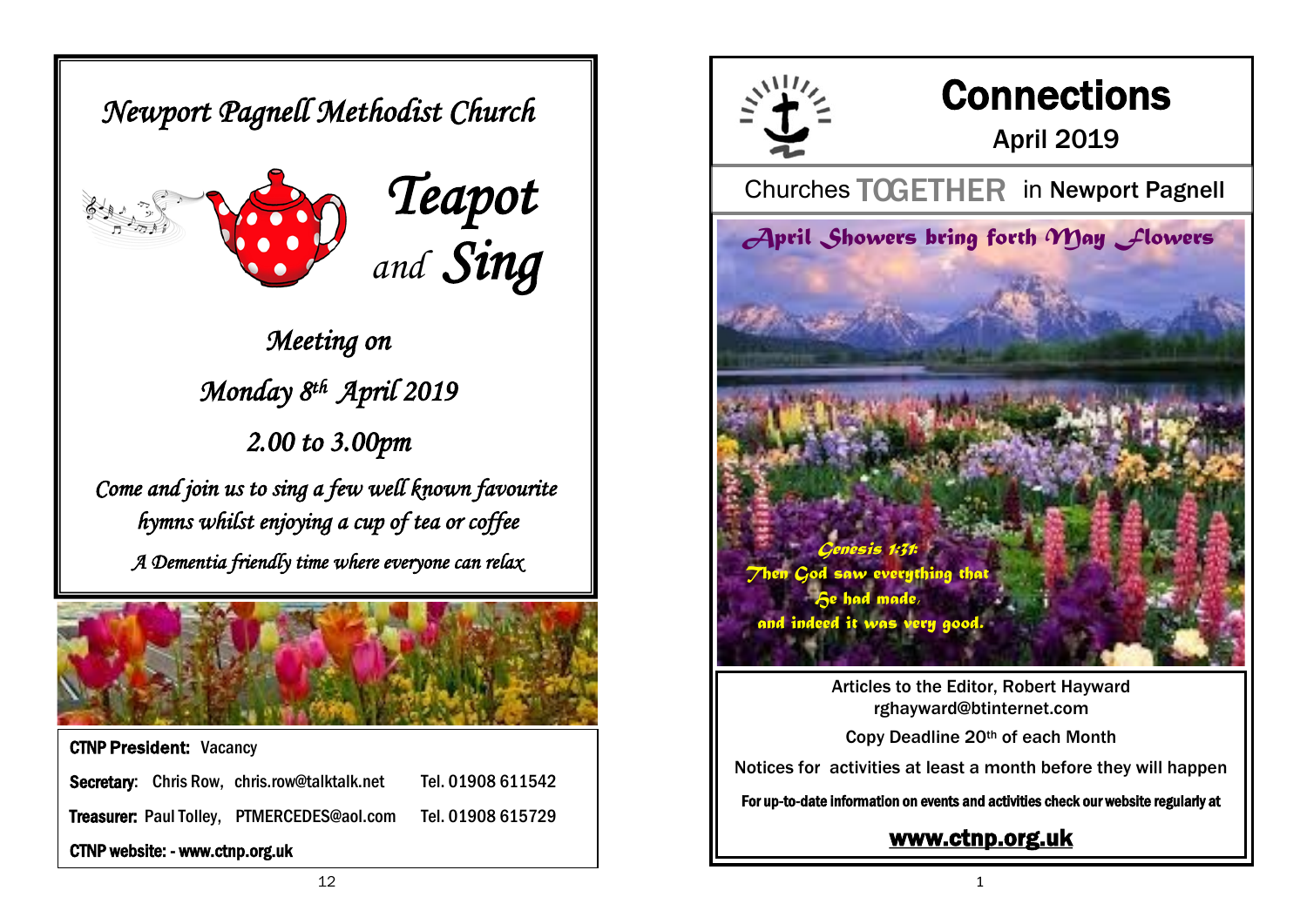# Newport Pagnell Methodist Church

## Teapot *and* Sing

*Meeting on*

*Monday 8th April 2019*

*2.00 to 3.00pm*

*Come and join us to sing a few well known favourite hymns whilst enjoying a cup of tea or coffee*

*A Dementia friendly time where everyone can relax*

**CTNP President:** Vacancy

**Secretary:** Chris Row, chris.row@talktalk.net Tel. 01908 611542

**Treasurer:** Paul Tolley, PTMERCEDES@aol.com Tel. 01908 615729

**CTNP website: - www.ctnp.org.uk**

# Connections

April 2019

Churches TOGETHER in Newport Pagnell

*April Showers bring forth May Flowers*

*Genesis 1:31:*
*Then God saw everything that He had made, and indeed it was very good.*

Articles to the Editor, Robert Hayward
rghayward@btinternet.com

Copy Deadline 20th of each Month

Notices for activities at least a month before they will happen

**For up-to-date information on events and activities check our website regularly at**

**www.ctnp.org.uk**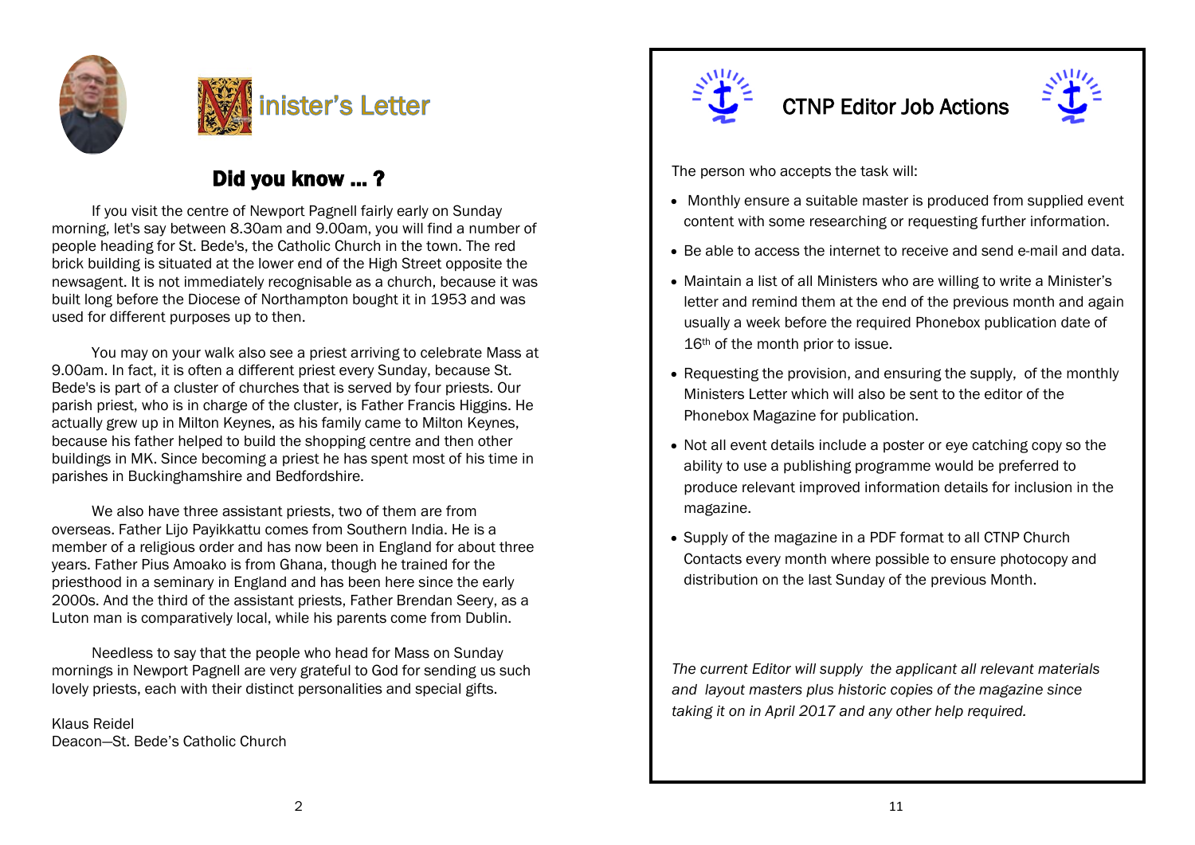# Minister's Letter

## Did you know … ?

If you visit the centre of Newport Pagnell fairly early on Sunday morning, let's say between 8.30am and 9.00am, you will find a number of people heading for St. Bede's, the Catholic Church in the town. The red brick building is situated at the lower end of the High Street opposite the newsagent. It is not immediately recognisable as a church, because it was built long before the Diocese of Northampton bought it in 1953 and was used for different purposes up to then.

You may on your walk also see a priest arriving to celebrate Mass at 9.00am. In fact, it is often a different priest every Sunday, because St. Bede's is part of a cluster of churches that is served by four priests. Our parish priest, who is in charge of the cluster, is Father Francis Higgins. He actually grew up in Milton Keynes, as his family came to Milton Keynes, because his father helped to build the shopping centre and then other buildings in MK. Since becoming a priest he has spent most of his time in parishes in Buckinghamshire and Bedfordshire.

We also have three assistant priests, two of them are from overseas. Father Lijo Payikkattu comes from Southern India. He is a member of a religious order and has now been in England for about three years. Father Pius Amoako is from Ghana, though he trained for the priesthood in a seminary in England and has been here since the early 2000s. And the third of the assistant priests, Father Brendan Seery, as a Luton man is comparatively local, while his parents come from Dublin.

Needless to say that the people who head for Mass on Sunday mornings in Newport Pagnell are very grateful to God for sending us such lovely priests, each with their distinct personalities and special gifts.

Klaus Reidel
Deacon—St. Bede's Catholic Church

## CTNP Editor Job Actions

The person who accepts the task will:

- Monthly ensure a suitable master is produced from supplied event content with some researching or requesting further information.
- Be able to access the internet to receive and send e-mail and data.
- Maintain a list of all Ministers who are willing to write a Minister's letter and remind them at the end of the previous month and again usually a week before the required Phonebox publication date of 16th of the month prior to issue.
- Requesting the provision, and ensuring the supply, of the monthly Ministers Letter which will also be sent to the editor of the Phonebox Magazine for publication.
- Not all event details include a poster or eye catching copy so the ability to use a publishing programme would be preferred to produce relevant improved information details for inclusion in the magazine.
- Supply of the magazine in a PDF format to all CTNP Church Contacts every month where possible to ensure photocopy and distribution on the last Sunday of the previous Month.

*The current Editor will supply the applicant all relevant materials and layout masters plus historic copies of the magazine since taking it on in April 2017 and any other help required.*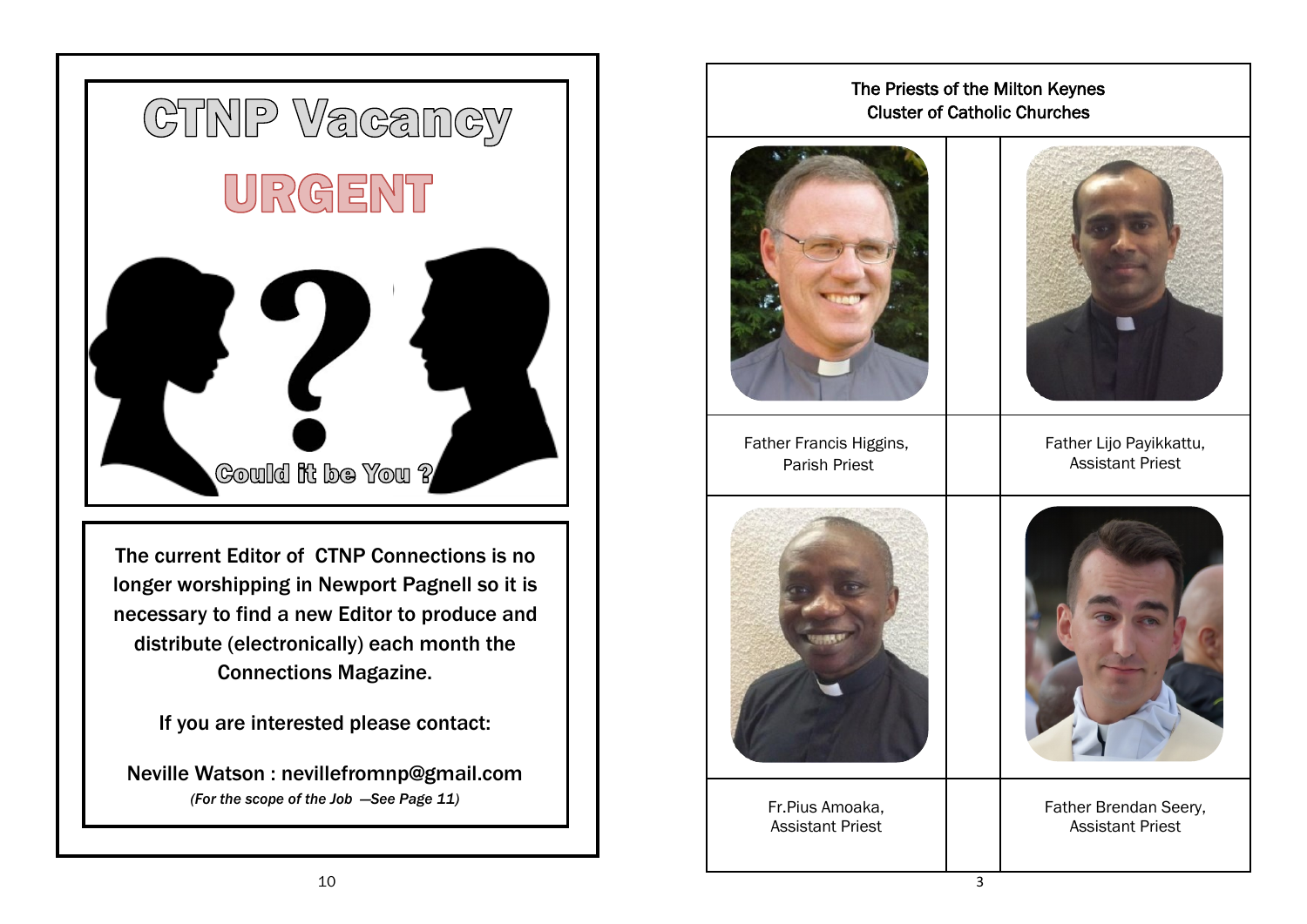# CTNP Vacancy

## URGENT

Could it be You ?

**The current Editor of CTNP Connections is no longer worshipping in Newport Pagnell so it is necessary to find a new Editor to produce and distribute (electronically) each month the Connections Magazine.**

**If you are interested please contact:**

**Neville Watson : nevillefromnp@gmail.com**

***(For the scope of the Job —See Page 11)***

---

## The Priests of the Milton Keynes Cluster of Catholic Churches

| | |
|---|---|
| Father Francis Higgins, Parish Priest | Father Lijo Payikkattu, Assistant Priest |
| Fr.Pius Amoaka, Assistant Priest | Father Brendan Seery, Assistant Priest |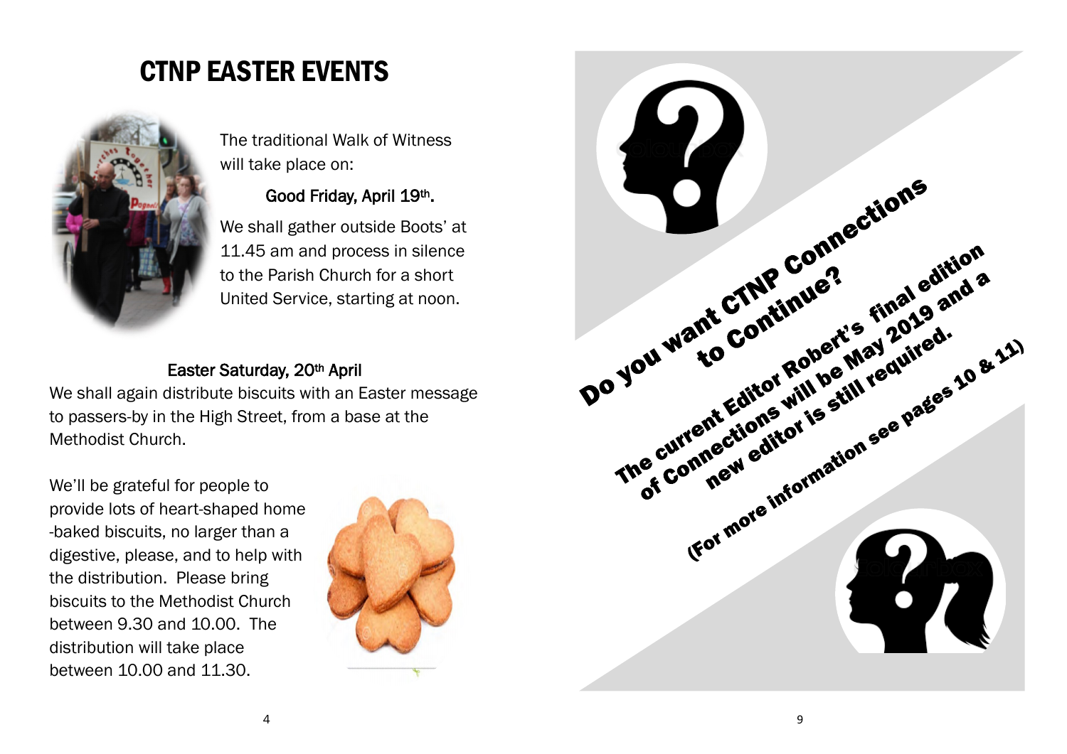# CTNP EASTER EVENTS

The traditional Walk of Witness will take place on:

**Good Friday, April 19th.**

We shall gather outside Boots' at 11.45 am and process in silence to the Parish Church for a short United Service, starting at noon.

**Easter Saturday, 20th April**

We shall again distribute biscuits with an Easter message to passers-by in the High Street, from a base at the Methodist Church.

We'll be grateful for people to provide lots of heart-shaped home-baked biscuits, no larger than a digestive, please, and to help with the distribution. Please bring biscuits to the Methodist Church between 9.30 and 10.00. The distribution will take place between 10.00 and 11.30.

## Do you want CTNP Connections to Continue?

The current Editor Robert's final edition of Connections will be May 2019 and a new editor is still required.

(For more information see pages 10 & 11)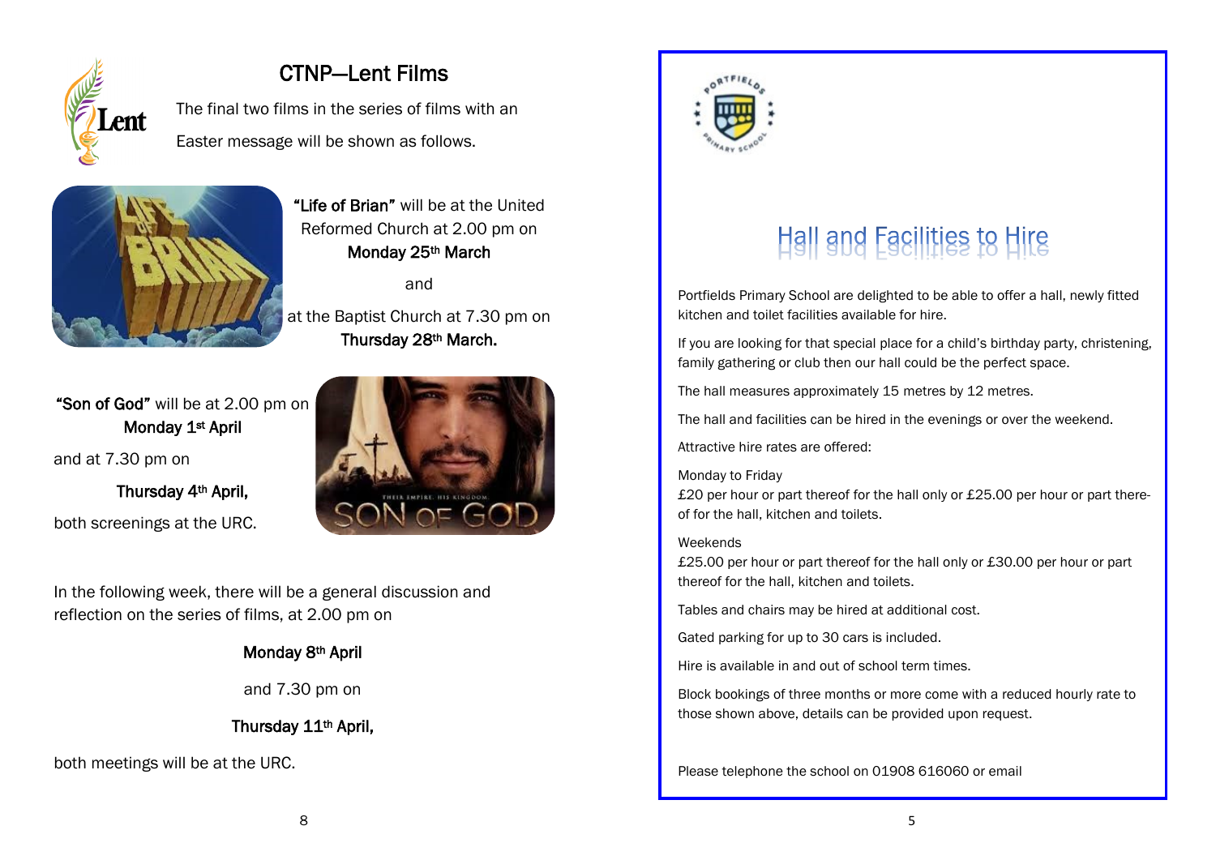# CTNP—Lent Films

The final two films in the series of films with an Easter message will be shown as follows.

**"Life of Brian"** will be at the United Reformed Church at 2.00 pm on **Monday 25th March**

and

at the Baptist Church at 7.30 pm on **Thursday 28th March.**

**"Son of God"** will be at 2.00 pm on **Monday 1st April**

and at 7.30 pm on

**Thursday 4th April,**

both screenings at the URC.

In the following week, there will be a general discussion and reflection on the series of films, at 2.00 pm on

**Monday 8th April**

and 7.30 pm on

**Thursday 11th April,**

both meetings will be at the URC.

# Hall and Facilities to Hire

Portfields Primary School are delighted to be able to offer a hall, newly fitted kitchen and toilet facilities available for hire.

If you are looking for that special place for a child's birthday party, christening, family gathering or club then our hall could be the perfect space.

The hall measures approximately 15 metres by 12 metres.

The hall and facilities can be hired in the evenings or over the weekend.

Attractive hire rates are offered:

Monday to Friday
£20 per hour or part thereof for the hall only or £25.00 per hour or part thereof for the hall, kitchen and toilets.

Weekends
£25.00 per hour or part thereof for the hall only or £30.00 per hour or part thereof for the hall, kitchen and toilets.

Tables and chairs may be hired at additional cost.

Gated parking for up to 30 cars is included.

Hire is available in and out of school term times.

Block bookings of three months or more come with a reduced hourly rate to those shown above, details can be provided upon request.

Please telephone the school on 01908 616060 or email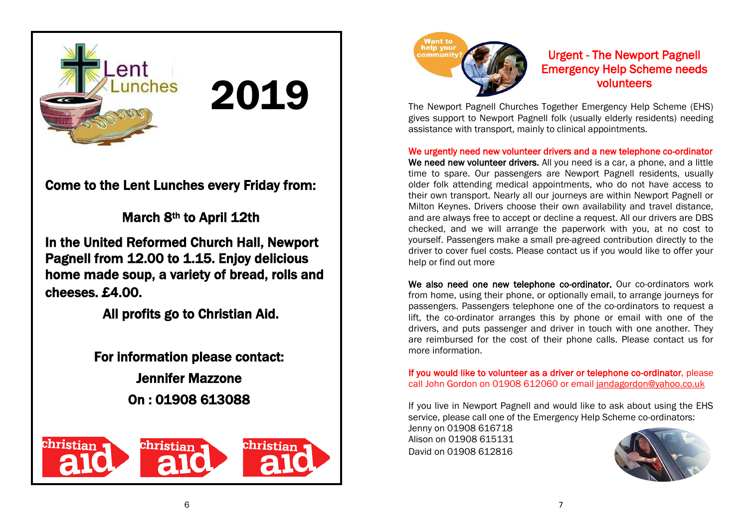# Lent Lunches 2019

**Come to the Lent Lunches every Friday from:**

**March 8th to April 12th**

**In the United Reformed Church Hall, Newport Pagnell from 12.00 to 1.15. Enjoy delicious home made soup, a variety of bread, rolls and cheeses. £4.00.**

**All profits go to Christian Aid.**

**For information please contact:**
**Jennifer Mazzone**
**On : 01908 613088**

christian aid

Want to help your community?

## Urgent - The Newport Pagnell Emergency Help Scheme needs volunteers

The Newport Pagnell Churches Together Emergency Help Scheme (EHS) gives support to Newport Pagnell folk (usually elderly residents) needing assistance with transport, mainly to clinical appointments.

**We urgently need new volunteer drivers and a new telephone co-ordinator**

**We need new volunteer drivers.** All you need is a car, a phone, and a little time to spare. Our passengers are Newport Pagnell residents, usually older folk attending medical appointments, who do not have access to their own transport. Nearly all our journeys are within Newport Pagnell or Milton Keynes. Drivers choose their own availability and travel distance, and are always free to accept or decline a request. All our drivers are DBS checked, and we will arrange the paperwork with you, at no cost to yourself. Passengers make a small pre-agreed contribution directly to the driver to cover fuel costs. Please contact us if you would like to offer your help or find out more

**We also need one new telephone co-ordinator.** Our co-ordinators work from home, using their phone, or optionally email, to arrange journeys for passengers. Passengers telephone one of the co-ordinators to request a lift, the co-ordinator arranges this by phone or email with one of the drivers, and puts passenger and driver in touch with one another. They are reimbursed for the cost of their phone calls. Please contact us for more information.

**If you would like to volunteer as a driver or telephone co-ordinator**, please call John Gordon on 01908 612060 or email jandagordon@yahoo.co.uk

If you live in Newport Pagnell and would like to ask about using the EHS service, please call one of the Emergency Help Scheme co-ordinators:

Jenny on 01908 616718
Alison on 01908 615131
David on 01908 612816